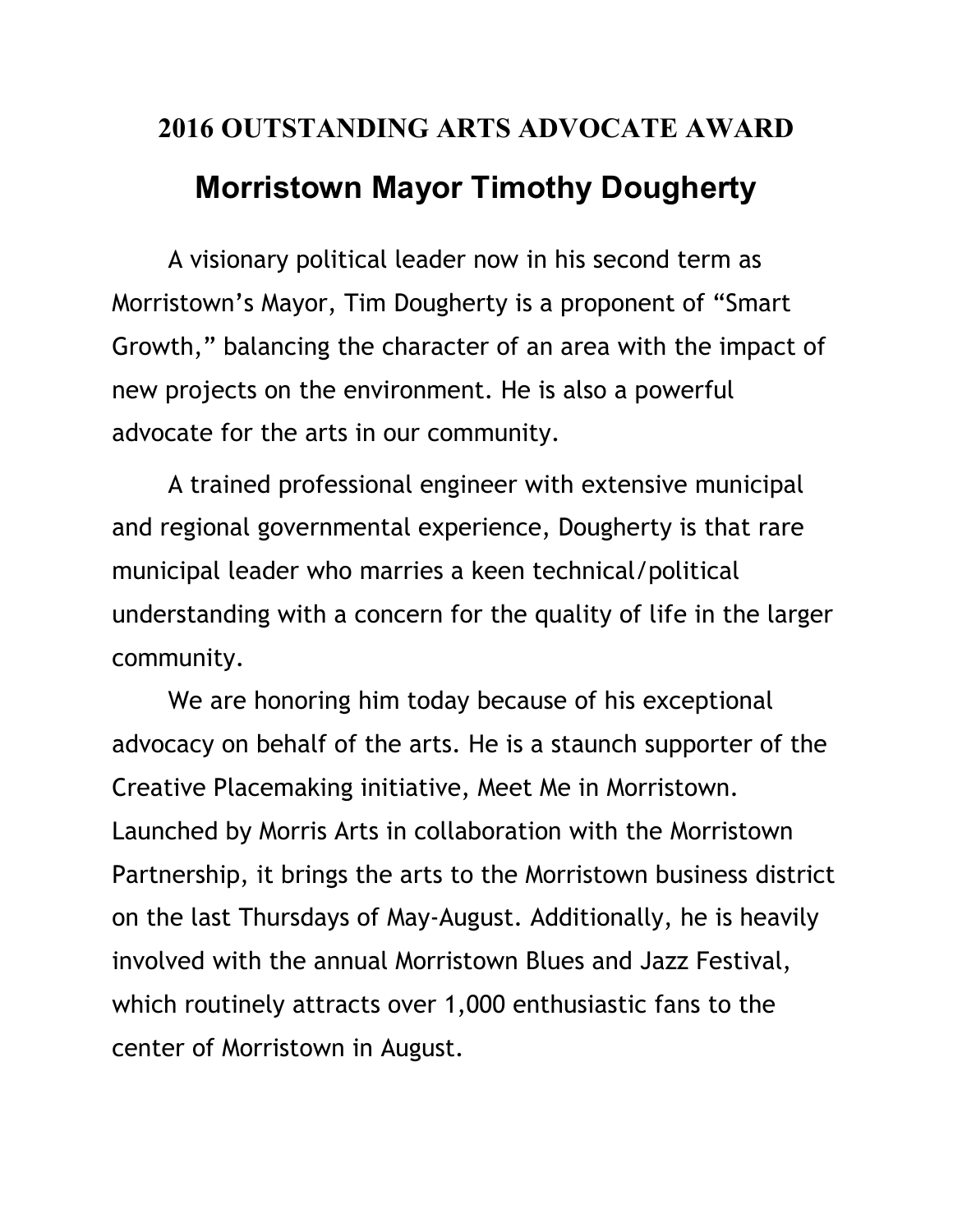## 2016 OUTSTANDING ARTS ADVOCATE AWARD

# Morristown Mayor Timothy Dougherty

A visionary political leader now in his second term as Morristown's Mayor, Tim Dougherty is a proponent of "Smart Growth," balancing the character of an area with the impact of new projects on the environment. He is also a powerful advocate for the arts in our community.

A trained professional engineer with extensive municipal and regional governmental experience, Dougherty is that rare municipal leader who marries a keen technical/political understanding with a concern for the quality of life in the larger community.

We are honoring him today because of his exceptional advocacy on behalf of the arts. He is a staunch supporter of the Creative Placemaking initiative, Meet Me in Morristown. Launched by Morris Arts in collaboration with the Morristown Partnership, it brings the arts to the Morristown business district on the last Thursdays of May-August. Additionally, he is heavily involved with the annual Morristown Blues and Jazz Festival, which routinely attracts over 1,000 enthusiastic fans to the center of Morristown in August.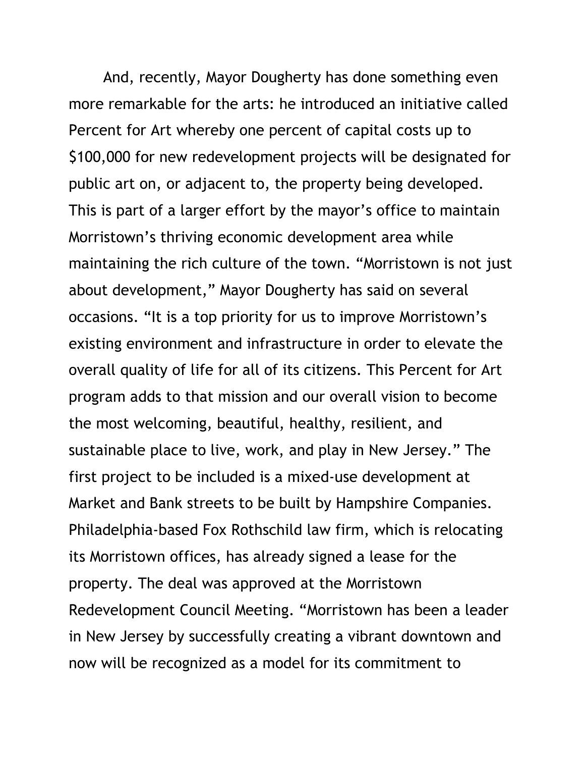And, recently, Mayor Dougherty has done something even more remarkable for the arts: he introduced an initiative called Percent for Art whereby one percent of capital costs up to $100,000 for new redevelopment projects will be designated for public art on, or adjacent to, the property being developed. This is part of a larger effort by the mayor's office to maintain Morristown's thriving economic development area while maintaining the rich culture of the town. "Morristown is not just about development," Mayor Dougherty has said on several occasions. "It is a top priority for us to improve Morristown's existing environment and infrastructure in order to elevate the overall quality of life for all of its citizens. This Percent for Art program adds to that mission and our overall vision to become the most welcoming, beautiful, healthy, resilient, and sustainable place to live, work, and play in New Jersey." The first project to be included is a mixed-use development at Market and Bank streets to be built by Hampshire Companies. Philadelphia-based Fox Rothschild law firm, which is relocating its Morristown offices, has already signed a lease for the property. The deal was approved at the Morristown Redevelopment Council Meeting. "Morristown has been a leader in New Jersey by successfully creating a vibrant downtown and now will be recognized as a model for its commitment to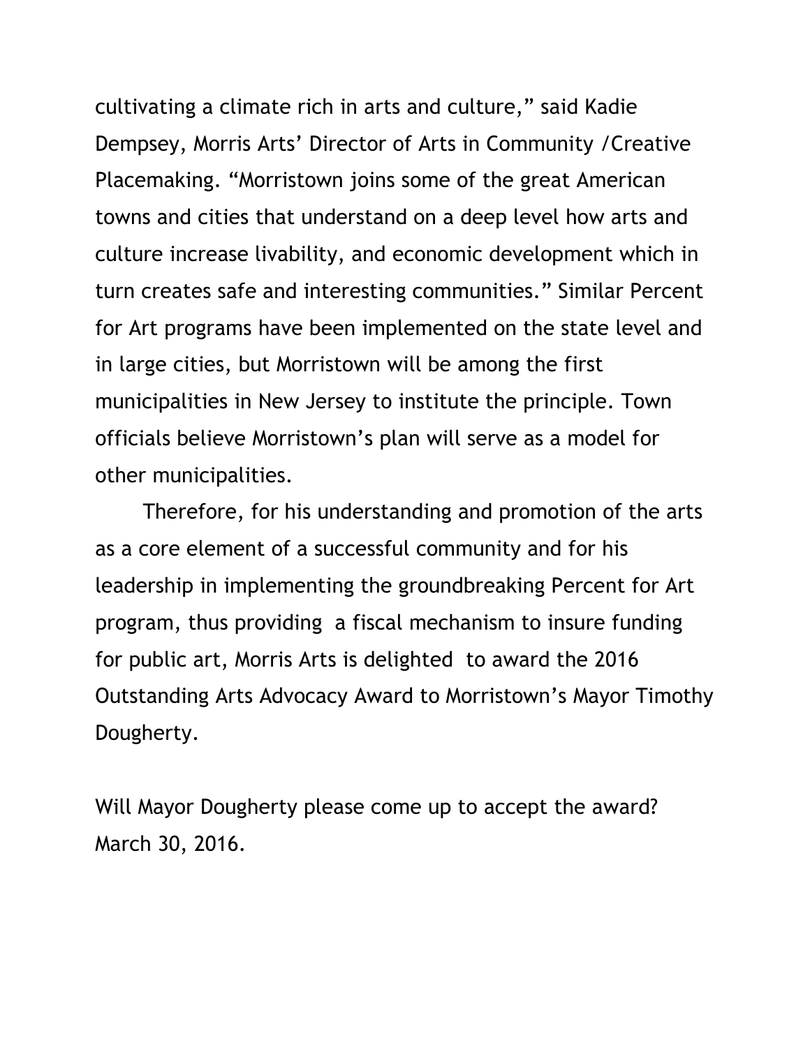cultivating a climate rich in arts and culture," said Kadie Dempsey, Morris Arts' Director of Arts in Community /Creative Placemaking. "Morristown joins some of the great American towns and cities that understand on a deep level how arts and culture increase livability, and economic development which in turn creates safe and interesting communities." Similar Percent for Art programs have been implemented on the state level and in large cities, but Morristown will be among the first municipalities in New Jersey to institute the principle. Town officials believe Morristown's plan will serve as a model for other municipalities.

Therefore, for his understanding and promotion of the arts as a core element of a successful community and for his leadership in implementing the groundbreaking Percent for Art program, thus providing a fiscal mechanism to insure funding for public art, Morris Arts is delighted to award the 2016 Outstanding Arts Advocacy Award to Morristown's Mayor Timothy Dougherty.

Will Mayor Dougherty please come up to accept the award?
March 30, 2016.